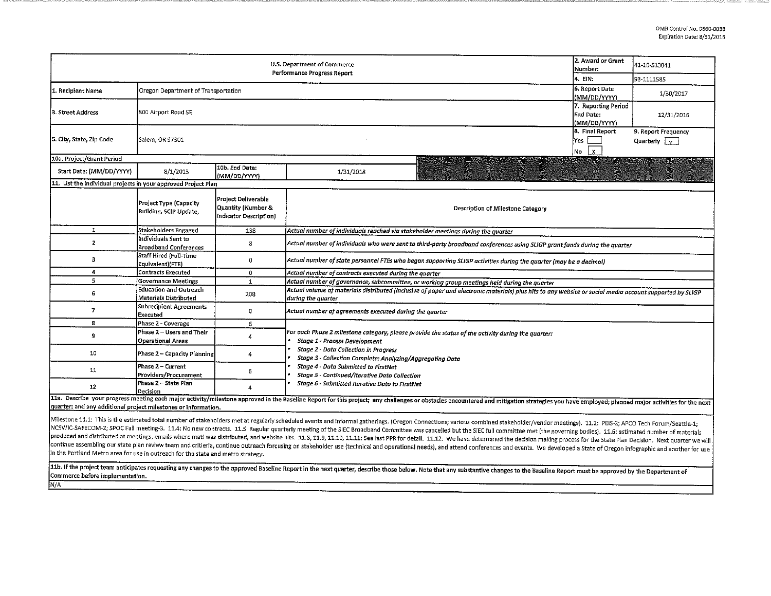OMB Control No. 0660-0038
Expiration Date: 8/31/2016

| U.S. Department of Commerce<br>Performance Progress Report | | | | 2. Award or Grant Number: | 41-10-S13041 |
|---|---|---|---|---|---|
| | | | | 4. EIN: | 93-1111585 |
| 1. Recipient Name | Oregon Department of Transportation | | | 6. Report Date (MM/DD/YYYY) | 1/30/2017 |
| 3. Street Address | 800 Airport Road SE | | | 7. Reporting Period End Date: (MM/DD/YYYY) | 12/31/2016 |
| 5. City, State, Zip Code | Salem, OR 97301 | | | 8. Final Report<br>Yes [ ]<br>No [x] | 9. Report Frequency<br>Quarterly [x] |
| 10a. Project/Grant Period | | | | | |
| Start Date: (MM/DD/YYYY) | 8/1/2013 | 10b. End Date: (MM/DD/YYYY) | 1/31/2018 | | |

**11. List the individual projects in your approved Project Plan**

| | Project Type (Capacity Building, SCIP Update, | Project Deliverable Quantity (Number & Indicator Description) | Description of Milestone Category |
|---|---|---|---|
| 1 | Stakeholders Engaged | 138 | *Actual number of individuals reached via stakeholder meetings during the quarter* |
| 2 | Individuals Sent to Broadband Conferences | 8 | *Actual number of individuals who were sent to third-party broadband conferences using SLIGP grant funds during the quarter* |
| 3 | Staff Hired (Full-Time Equivalent)(FTE) | 0 | *Actual number of state personnel FTEs who began supporting SLIGP activities during the quarter (may be a decimal)* |
| 4 | Contracts Executed | 0 | *Actual number of contracts executed during the quarter* |
| 5 | Governance Meetings | 1 | *Actual number of governance, subcommittee, or working group meetings held during the quarter* |
| 6 | Education and Outreach Materials Distributed | 208 | *Actual volume of materials distributed (inclusive of paper and electronic materials) plus hits to any website or social media account supported by SLIGP during the quarter* |
| 7 | Subrecipient Agreements Executed | 0 | *Actual number of agreements executed during the quarter* |
| 8 | Phase 2 - Coverage | 6 | *For each Phase 2 milestone category, please provide the status of the activity during the quarter:*<br>• *Stage 1 - Process Development*<br>• *Stage 2 - Data Collection in Progress*<br>• *Stage 3 - Collection Complete; Analyzing/Aggregating Data*<br>• *Stage 4 - Data Submitted to FirstNet*<br>• *Stage 5 - Continued/Iterative Data Collection*<br>• *Stage 6 - Submitted Iterative Data to FirstNet* |
| 9 | Phase 2 – Users and Their Operational Areas | 4 | |
| 10 | Phase 2 – Capacity Planning | 4 | |
| 11 | Phase 2 – Current Providers/Procurement | 6 | |
| 12 | Phase 2 – State Plan Decision | 4 | |

**11a. Describe your progress meeting each major activity/milestone approved in the Baseline Report for this project; any challenges or obstacles encountered and mitigation strategies you have employed; planned major activities for the next quarter; and any additional project milestones or information.**

Milestone 11.1: This is the estimated total number of stakeholders met at regularly scheduled events and informal gatherings. (Oregon Connections; various combined stakeholder/vendor meetings). 11.2: PEIS-2; APCO Tech Forum/Seattle-1; NCSWIC-SAFECOM-2; SPOC Fall meeting-3. 11.4: No new contracts. 11.5 Regular quarterly meeting of the SIEC Broadband Committee was cancelled but the SIEC full committee met (the governing bodies). 11.6: estimated number of materials produced and distributed at meetings, emails where matl was distributed, and website hits. 11.8, 11.9, 11.10, 11.11: See last PPR for detail. 11.12: We have determined the decision making process for the State Plan Decision. Next quarter we will continue assembling our state plan review team and critieria, continue outreach forcusing on stakeholder use (technical and operational needs), and attend conferences and events. We developed a State of Oregon infographic and another for use in the Portland Metro area for use in outreach for the state and metro strategy.

**11b. If the project team anticipates requesting any changes to the approved Baseline Report in the next quarter, describe those below. Note that any substantive changes to the Baseline Report must be approved by the Department of Commerce before implementation.**

N/A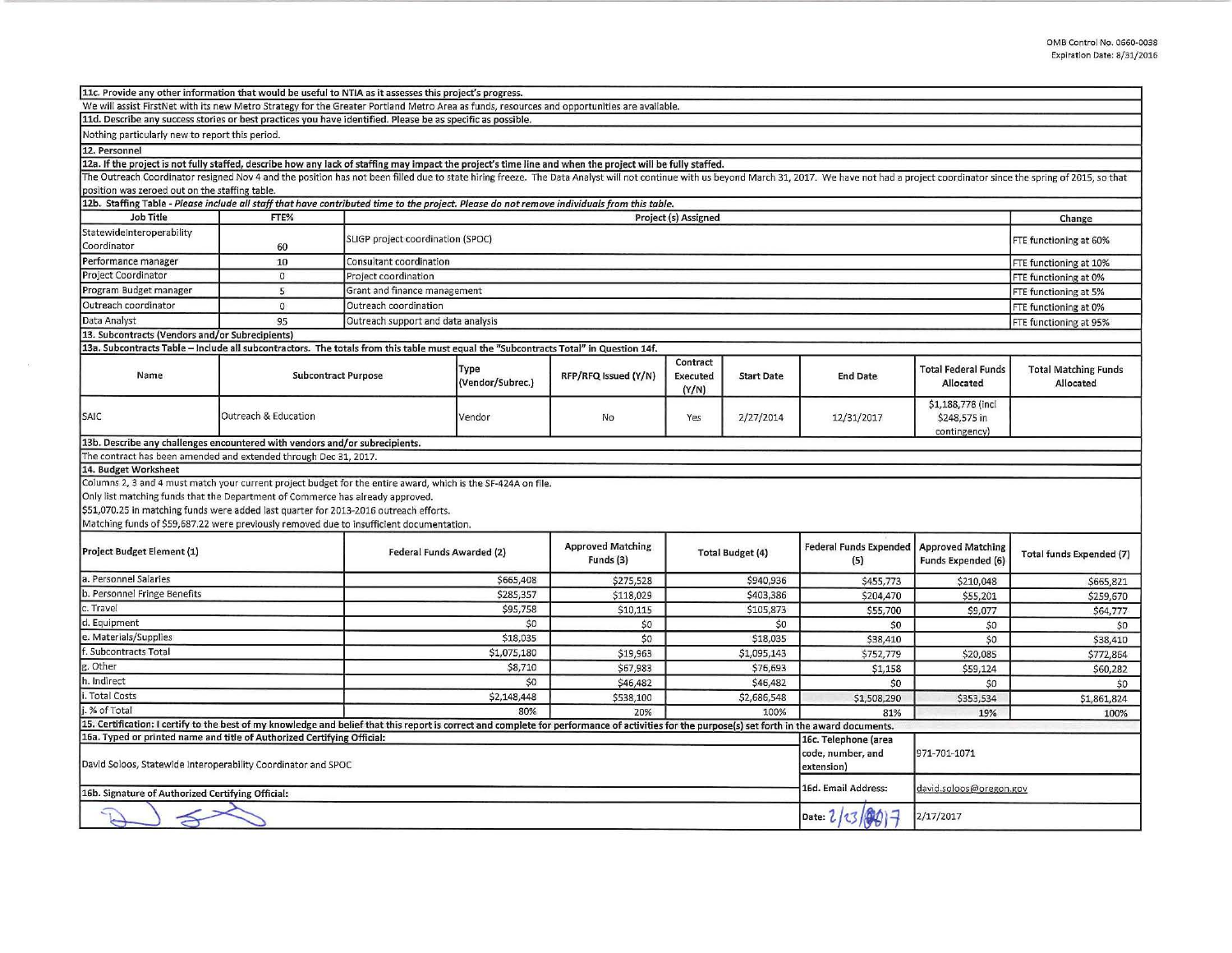OMB Control No. 0660-0038
Expiration Date: 8/31/2016

**11c. Provide any other information that would be useful to NTIA as it assesses this project's progress.**

We will assist FirstNet with its new Metro Strategy for the Greater Portland Metro Area as funds, resources and opportunities are available.

**11d. Describe any success stories or best practices you have identified. Please be as specific as possible.**

Nothing particularly new to report this period.

**12. Personnel**

**12a. If the project is not fully staffed, describe how any lack of staffing may impact the project's time line and when the project will be fully staffed.**

The Outreach Coordinator resigned Nov 4 and the position has not been filled due to state hiring freeze. The Data Analyst will not continue with us beyond March 31, 2017. We have not had a project coordinator since the spring of 2015, so that position was zeroed out on the staffing table.

**12b. Staffing Table** - *Please include all staff that have contributed time to the project. Please do not remove individuals from this table.*

| Job Title | FTE% | Project (s) Assigned | Change |
|---|---|---|---|
| Statewideinteroperability Coordinator | 60 | SLIGP project coordination (SPOC) | FTE functioning at 60% |
| Performance manager | 10 | Consultant coordination | FTE functioning at 10% |
| Project Coordinator | 0 | Project coordination | FTE functioning at 0% |
| Program Budget manager | 5 | Grant and finance management | FTE functioning at 5% |
| Outreach coordinator | 0 | Outreach coordination | FTE functioning at 0% |
| Data Analyst | 95 | Outreach support and data analysis | FTE functioning at 95% |

**13. Subcontracts (Vendors and/or Subrecipients)**

**13a. Subcontracts Table – Include all subcontractors. The totals from this table must equal the "Subcontracts Total" in Question 14f.**

| Name | Subcontract Purpose | Type (Vendor/Subrec.) | RFP/RFQ Issued (Y/N) | Contract Executed (Y/N) | Start Date | End Date | Total Federal Funds Allocated | Total Matching Funds Allocated |
|---|---|---|---|---|---|---|---|---|
| SAIC | Outreach & Education | Vendor | No | Yes | 2/27/2014 | 12/31/2017 | $1,188,778 (incl $248,575 in contingency) | |

**13b. Describe any challenges encountered with vendors and/or subrecipients.**

The contract has been amended and extended through Dec 31, 2017.

**14. Budget Worksheet**

Columns 2, 3 and 4 must match your current project budget for the entire award, which is the SF-424A on file.
Only list matching funds that the Department of Commerce has already approved.
$51,070.25 in matching funds were added last quarter for 2013-2016 outreach efforts.
Matching funds of $59,687.22 were previously removed due to insufficient documentation.

| Project Budget Element (1) | Federal Funds Awarded (2) | Approved Matching Funds (3) | Total Budget (4) | Federal Funds Expended (5) | Approved Matching Funds Expended (6) | Total funds Expended (7) |
|---|---|---|---|---|---|---|
| a. Personnel Salaries | $665,408 | $275,528 | $940,936 | $455,773 | $210,048 | $665,821 |
| b. Personnel Fringe Benefits | $285,357 | $118,029 | $403,386 | $204,470 | $55,201 | $259,670 |
| c. Travel | $95,758 | $10,115 | $105,873 | $55,700 | $9,077 | $64,777 |
| d. Equipment | $0 | $0 | $0 | $0 | $0 | $0 |
| e. Materials/Supplies | $18,035 | $0 | $18,035 | $38,410 | $0 | $38,410 |
| f. Subcontracts Total | $1,075,180 | $19,963 | $1,095,143 | $752,779 | $20,085 | $772,864 |
| g. Other | $8,710 | $67,983 | $76,693 | $1,158 | $59,124 | $60,282 |
| h. Indirect | $0 | $46,482 | $46,482 | $0 | $0 | $0 |
| i. Total Costs | $2,148,448 | $538,100 | $2,686,548 | $1,508,290 | $353,534 | $1,861,824 |
| j. % of Total | 80% | 20% | 100% | 81% | 19% | 100% |

**15. Certification: I certify to the best of my knowledge and belief that this report is correct and complete for performance of activities for the purpose(s) set forth in the award documents.**

| | | |
|---|---|---|
| **16a. Typed or printed name and title of Authorized Certifying Official:** David Soloos, Statewide Interoperability Coordinator and SPOC | 16c. Telephone (area code, number, and extension) | 971-701-1071 |
| **16b. Signature of Authorized Certifying Official:** | 16d. Email Address: | david.soloos@oregon.gov |
| | Date: 2/13/2017 | 2/17/2017 |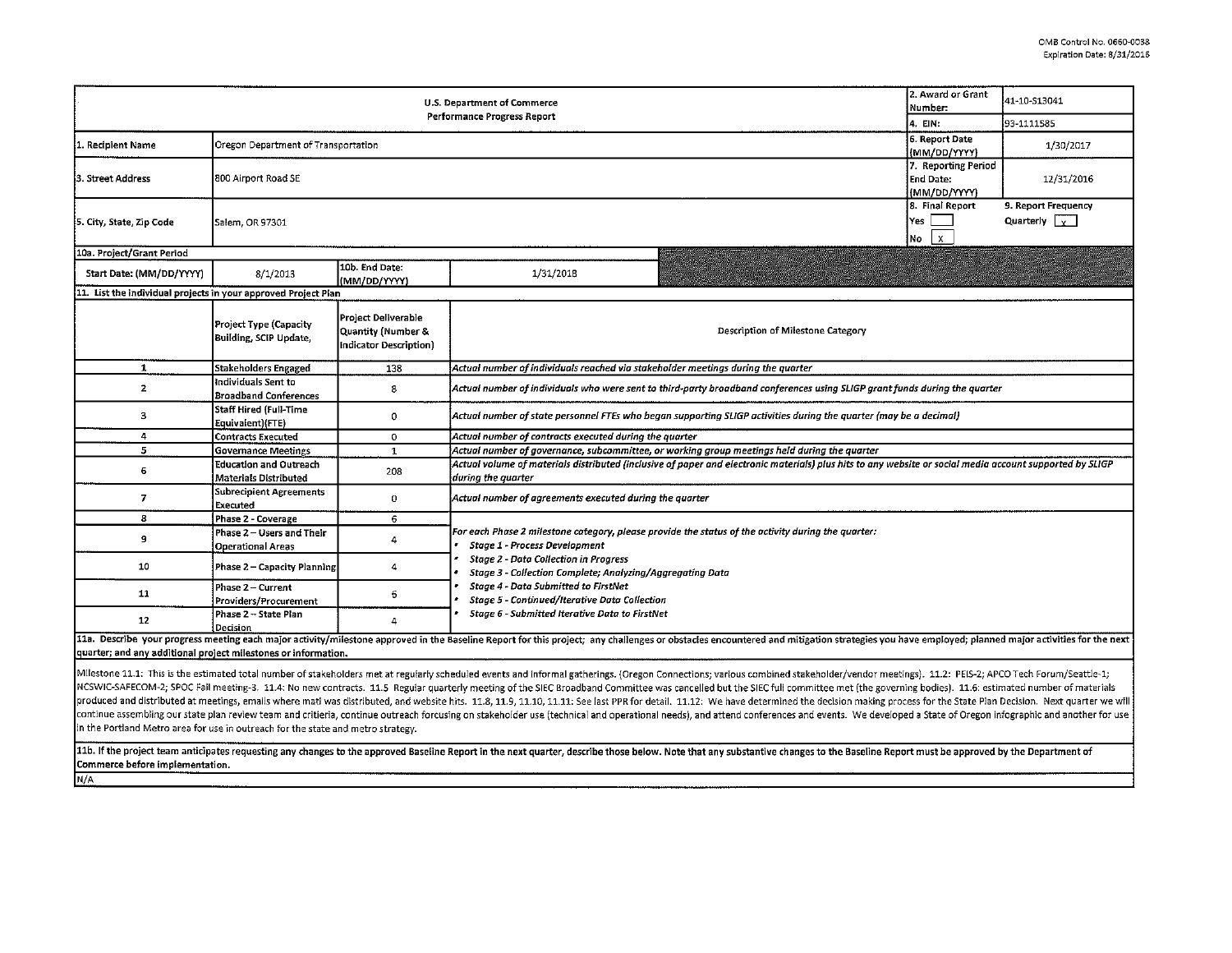OMB Control No. 0660-0038
Expiration Date: 8/31/2016

| U.S. Department of Commerce Performance Progress Report | | | | 2. Award or Grant Number: | 41-10-S13041 |
|---|---|---|---|---|---|
| | | | | 4. EIN: | 93-1111585 |
| 1. Recipient Name | Oregon Department of Transportation | | | 6. Report Date (MM/DD/YYYY) | 1/30/2017 |
| 3. Street Address | 800 Airport Road SE | | | 7. Reporting Period End Date: (MM/DD/YYYY) | 12/31/2016 |
| 5. City, State, Zip Code | Salem, OR 97301 | | | 8. Final Report Yes [ ] No [X] | 9. Report Frequency Quarterly [X] |
| 10a. Project/Grant Period | | | | | |
| Start Date: (MM/DD/YYYY) | 8/1/2013 | 10b. End Date: (MM/DD/YYYY) | 1/31/2018 | | |

**11. List the individual projects in your approved Project Plan**

| | Project Type (Capacity Building, SCIP Update, | Project Deliverable Quantity (Number & Indicator Description) | Description of Milestone Category |
|---|---|---|---|
| 1 | Stakeholders Engaged | 138 | *Actual number of individuals reached via stakeholder meetings during the quarter* |
| 2 | Individuals Sent to Broadband Conferences | 8 | *Actual number of individuals who were sent to third-party broadband conferences using SLIGP grant funds during the quarter* |
| 3 | Staff Hired (Full-Time Equivalent)(FTE) | 0 | *Actual number of state personnel FTEs who began supporting SLIGP activities during the quarter (may be a decimal)* |
| 4 | Contracts Executed | 0 | *Actual number of contracts executed during the quarter* |
| 5 | Governance Meetings | 1 | *Actual number of governance, subcommittee, or working group meetings held during the quarter* |
| 6 | Education and Outreach Materials Distributed | 208 | *Actual volume of materials distributed (inclusive of paper and electronic materials) plus hits to any website or social media account supported by SLIGP during the quarter* |
| 7 | Subrecipient Agreements Executed | 0 | *Actual number of agreements executed during the quarter* |
| 8 | Phase 2 - Coverage | 6 | *For each Phase 2 milestone category, please provide the status of the activity during the quarter:* <br>• *Stage 1 - Process Development* <br>• *Stage 2 - Data Collection in Progress* <br>• *Stage 3 - Collection Complete; Analyzing/Aggregating Data* <br>• *Stage 4 - Data Submitted to FirstNet* <br>• *Stage 5 - Continued/Iterative Data Collection* <br>• *Stage 6 - Submitted Iterative Data to FirstNet* |
| 9 | Phase 2 – Users and Their Operational Areas | 4 | |
| 10 | Phase 2 – Capacity Planning | 4 | |
| 11 | Phase 2 – Current Providers/Procurement | 6 | |
| 12 | Phase 2 – State Plan Decision | 4 | |

**11a. Describe your progress meeting each major activity/milestone approved in the Baseline Report for this project; any challenges or obstacles encountered and mitigation strategies you have employed; planned major activities for the next quarter; and any additional project milestones or information.**

Milestone 11.1: This is the estimated total number of stakeholders met at regularly scheduled events and informal gatherings. (Oregon Connections; various combined stakeholder/vendor meetings). 11.2: PEIS-2; APCO Tech Forum/Seattle-1; NCSWIC-SAFECOM-2; SPOC Fall meeting-3. 11.4: No new contracts. 11.5 Regular quarterly meeting of the SIEC Broadband Committee was cancelled but the SIEC full committee met (the governing bodies). 11.6: estimated number of materials produced and distributed at meetings, emails where mati was distributed, and website hits. 11.8, 11.9, 11.10, 11.11: See last PPR for detail. 11.12: We have determined the decision making process for the State Plan Decision. Next quarter we will continue assembling our state plan review team and critieria, continue outreach forcusing on stakeholder use (technical and operational needs), and attend conferences and events. We developed a State of Oregon infographic and another for use in the Portland Metro area for use in outreach for the state and metro strategy.

**11b. If the project team anticipates requesting any changes to the approved Baseline Report in the next quarter, describe those below. Note that any substantive changes to the Baseline Report must be approved by the Department of Commerce before implementation.**

N/A